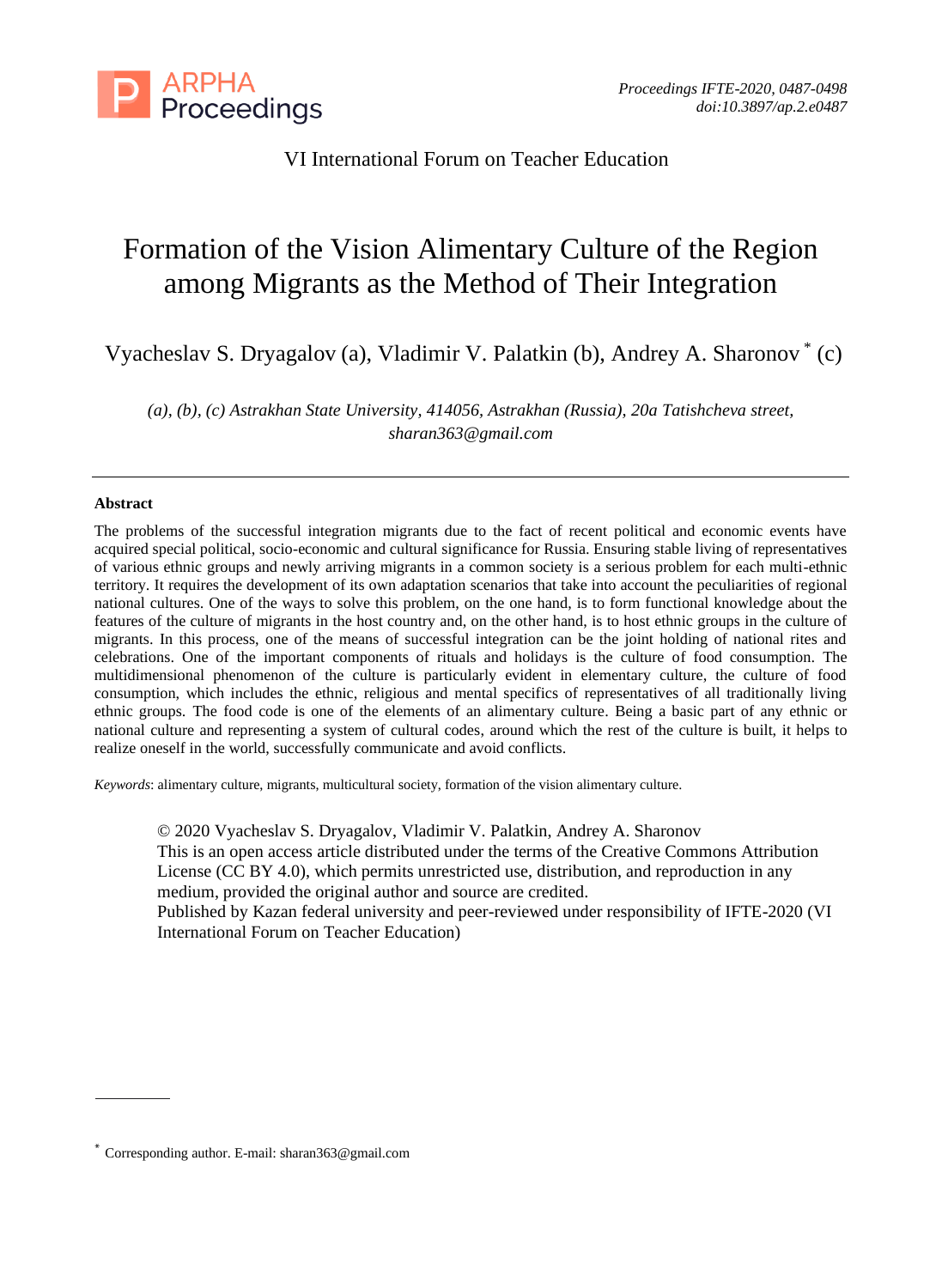VI International Forum on Teacher Education

# Formation of the Vision Alimentary Culture of the Region among Migrants as the Method of Their Integration

Vyacheslav S. Dryagalov (a), Vladimir V. Palatkin (b), Andrey A. Sharonov * (c)

*(a), (b), (c) Astrakhan State University, 414056, Astrakhan (Russia), 20a Tatishcheva street, sharan363@gmail.com*

---

**Abstract**

The problems of the successful integration migrants due to the fact of recent political and economic events have acquired special political, socio-economic and cultural significance for Russia. Ensuring stable living of representatives of various ethnic groups and newly arriving migrants in a common society is a serious problem for each multi-ethnic territory. It requires the development of its own adaptation scenarios that take into account the peculiarities of regional national cultures. One of the ways to solve this problem, on the one hand, is to form functional knowledge about the features of the culture of migrants in the host country and, on the other hand, is to host ethnic groups in the culture of migrants. In this process, one of the means of successful integration can be the joint holding of national rites and celebrations. One of the important components of rituals and holidays is the culture of food consumption. The multidimensional phenomenon of the culture is particularly evident in elementary culture, the culture of food consumption, which includes the ethnic, religious and mental specifics of representatives of all traditionally living ethnic groups. The food code is one of the elements of an alimentary culture. Being a basic part of any ethnic or national culture and representing a system of cultural codes, around which the rest of the culture is built, it helps to realize oneself in the world, successfully communicate and avoid conflicts.

*Keywords*: alimentary culture, migrants, multicultural society, formation of the vision alimentary culture.

© 2020 Vyacheslav S. Dryagalov, Vladimir V. Palatkin, Andrey A. Sharonov
This is an open access article distributed under the terms of the Creative Commons Attribution License (CC BY 4.0), which permits unrestricted use, distribution, and reproduction in any medium, provided the original author and source are credited.
Published by Kazan federal university and peer-reviewed under responsibility of IFTE-2020 (VI International Forum on Teacher Education)

---

* Corresponding author. E-mail: sharan363@gmail.com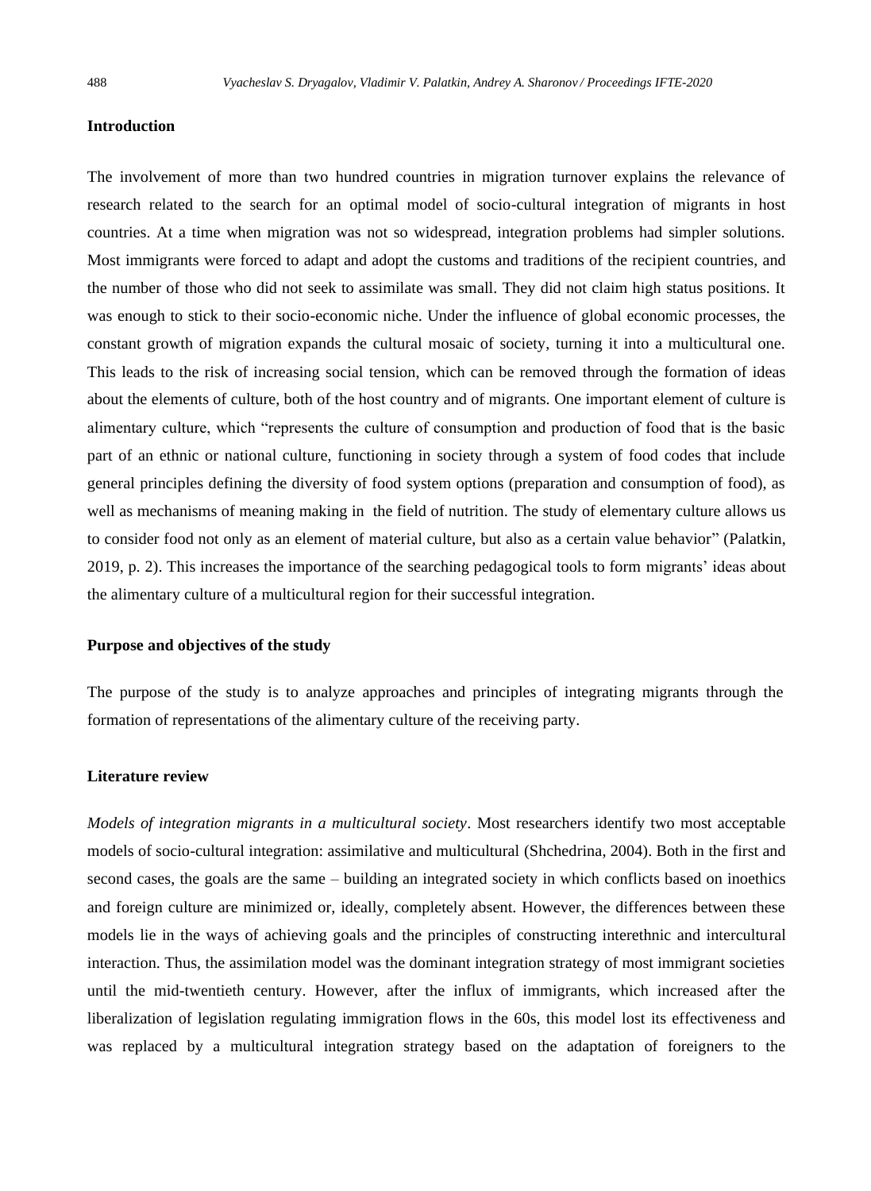### Introduction

The involvement of more than two hundred countries in migration turnover explains the relevance of research related to the search for an optimal model of socio-cultural integration of migrants in host countries. At a time when migration was not so widespread, integration problems had simpler solutions. Most immigrants were forced to adapt and adopt the customs and traditions of the recipient countries, and the number of those who did not seek to assimilate was small. They did not claim high status positions. It was enough to stick to their socio-economic niche. Under the influence of global economic processes, the constant growth of migration expands the cultural mosaic of society, turning it into a multicultural one. This leads to the risk of increasing social tension, which can be removed through the formation of ideas about the elements of culture, both of the host country and of migrants. One important element of culture is alimentary culture, which "represents the culture of consumption and production of food that is the basic part of an ethnic or national culture, functioning in society through a system of food codes that include general principles defining the diversity of food system options (preparation and consumption of food), as well as mechanisms of meaning making in the field of nutrition. The study of elementary culture allows us to consider food not only as an element of material culture, but also as a certain value behavior" (Palatkin, 2019, p. 2). This increases the importance of the searching pedagogical tools to form migrants' ideas about the alimentary culture of a multicultural region for their successful integration.

### Purpose and objectives of the study

The purpose of the study is to analyze approaches and principles of integrating migrants through the formation of representations of the alimentary culture of the receiving party.

### Literature review

*Models of integration migrants in a multicultural society*. Most researchers identify two most acceptable models of socio-cultural integration: assimilative and multicultural (Shchedrina, 2004). Both in the first and second cases, the goals are the same – building an integrated society in which conflicts based on inoethics and foreign culture are minimized or, ideally, completely absent. However, the differences between these models lie in the ways of achieving goals and the principles of constructing interethnic and intercultural interaction. Thus, the assimilation model was the dominant integration strategy of most immigrant societies until the mid-twentieth century. However, after the influx of immigrants, which increased after the liberalization of legislation regulating immigration flows in the 60s, this model lost its effectiveness and was replaced by a multicultural integration strategy based on the adaptation of foreigners to the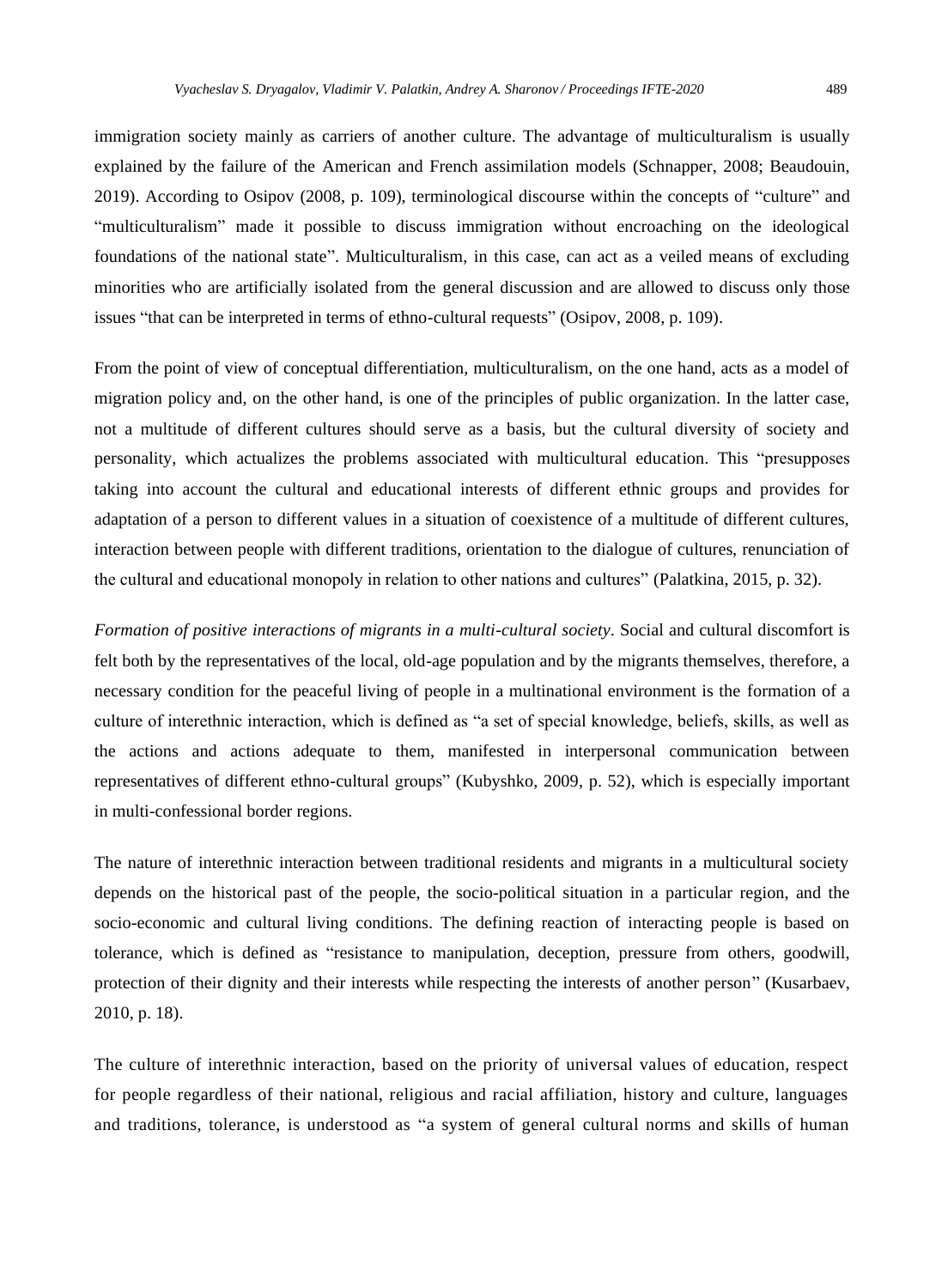immigration society mainly as carriers of another culture. The advantage of multiculturalism is usually explained by the failure of the American and French assimilation models (Schnapper, 2008; Beaudouin, 2019). According to Osipov (2008, p. 109), terminological discourse within the concepts of "culture" and "multiculturalism" made it possible to discuss immigration without encroaching on the ideological foundations of the national state". Multiculturalism, in this case, can act as a veiled means of excluding minorities who are artificially isolated from the general discussion and are allowed to discuss only those issues "that can be interpreted in terms of ethno-cultural requests" (Osipov, 2008, p. 109).

From the point of view of conceptual differentiation, multiculturalism, on the one hand, acts as a model of migration policy and, on the other hand, is one of the principles of public organization. In the latter case, not a multitude of different cultures should serve as a basis, but the cultural diversity of society and personality, which actualizes the problems associated with multicultural education. This "presupposes taking into account the cultural and educational interests of different ethnic groups and provides for adaptation of a person to different values in a situation of coexistence of a multitude of different cultures, interaction between people with different traditions, orientation to the dialogue of cultures, renunciation of the cultural and educational monopoly in relation to other nations and cultures" (Palatkina, 2015, p. 32).

*Formation of positive interactions of migrants in a multi-cultural society*. Social and cultural discomfort is felt both by the representatives of the local, old-age population and by the migrants themselves, therefore, a necessary condition for the peaceful living of people in a multinational environment is the formation of a culture of interethnic interaction, which is defined as "a set of special knowledge, beliefs, skills, as well as the actions and actions adequate to them, manifested in interpersonal communication between representatives of different ethno-cultural groups" (Kubyshko, 2009, p. 52), which is especially important in multi-confessional border regions.

The nature of interethnic interaction between traditional residents and migrants in a multicultural society depends on the historical past of the people, the socio-political situation in a particular region, and the socio-economic and cultural living conditions. The defining reaction of interacting people is based on tolerance, which is defined as "resistance to manipulation, deception, pressure from others, goodwill, protection of their dignity and their interests while respecting the interests of another person" (Kusarbaev, 2010, p. 18).

The culture of interethnic interaction, based on the priority of universal values of education, respect for people regardless of their national, religious and racial affiliation, history and culture, languages and traditions, tolerance, is understood as "a system of general cultural norms and skills of human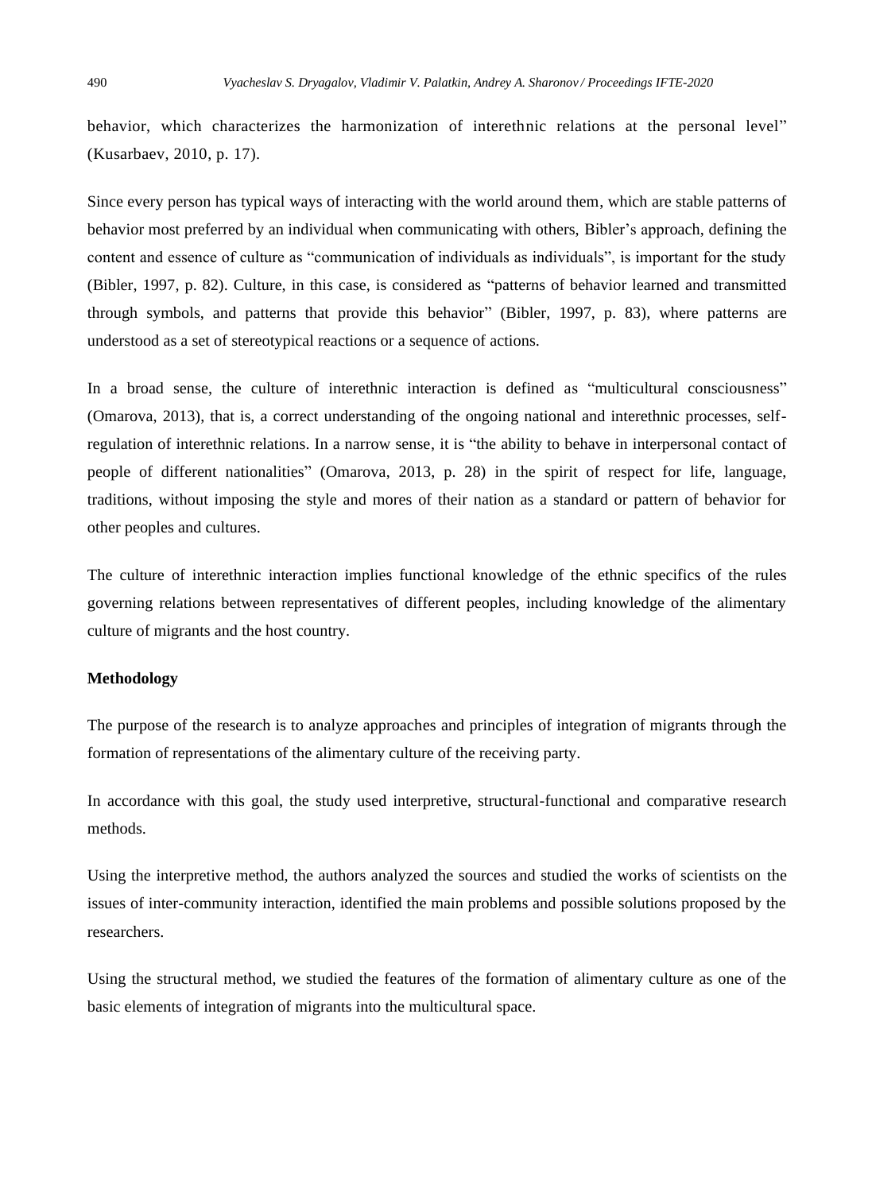behavior, which characterizes the harmonization of interethnic relations at the personal level" (Kusarbaev, 2010, p. 17).

Since every person has typical ways of interacting with the world around them, which are stable patterns of behavior most preferred by an individual when communicating with others, Bibler's approach, defining the content and essence of culture as "communication of individuals as individuals", is important for the study (Bibler, 1997, p. 82). Culture, in this case, is considered as "patterns of behavior learned and transmitted through symbols, and patterns that provide this behavior" (Bibler, 1997, p. 83), where patterns are understood as a set of stereotypical reactions or a sequence of actions.

In a broad sense, the culture of interethnic interaction is defined as "multicultural consciousness" (Omarova, 2013), that is, a correct understanding of the ongoing national and interethnic processes, self-regulation of interethnic relations. In a narrow sense, it is "the ability to behave in interpersonal contact of people of different nationalities" (Omarova, 2013, p. 28) in the spirit of respect for life, language, traditions, without imposing the style and mores of their nation as a standard or pattern of behavior for other peoples and cultures.

The culture of interethnic interaction implies functional knowledge of the ethnic specifics of the rules governing relations between representatives of different peoples, including knowledge of the alimentary culture of migrants and the host country.

**Methodology**

The purpose of the research is to analyze approaches and principles of integration of migrants through the formation of representations of the alimentary culture of the receiving party.

In accordance with this goal, the study used interpretive, structural-functional and comparative research methods.

Using the interpretive method, the authors analyzed the sources and studied the works of scientists on the issues of inter-community interaction, identified the main problems and possible solutions proposed by the researchers.

Using the structural method, we studied the features of the formation of alimentary culture as one of the basic elements of integration of migrants into the multicultural space.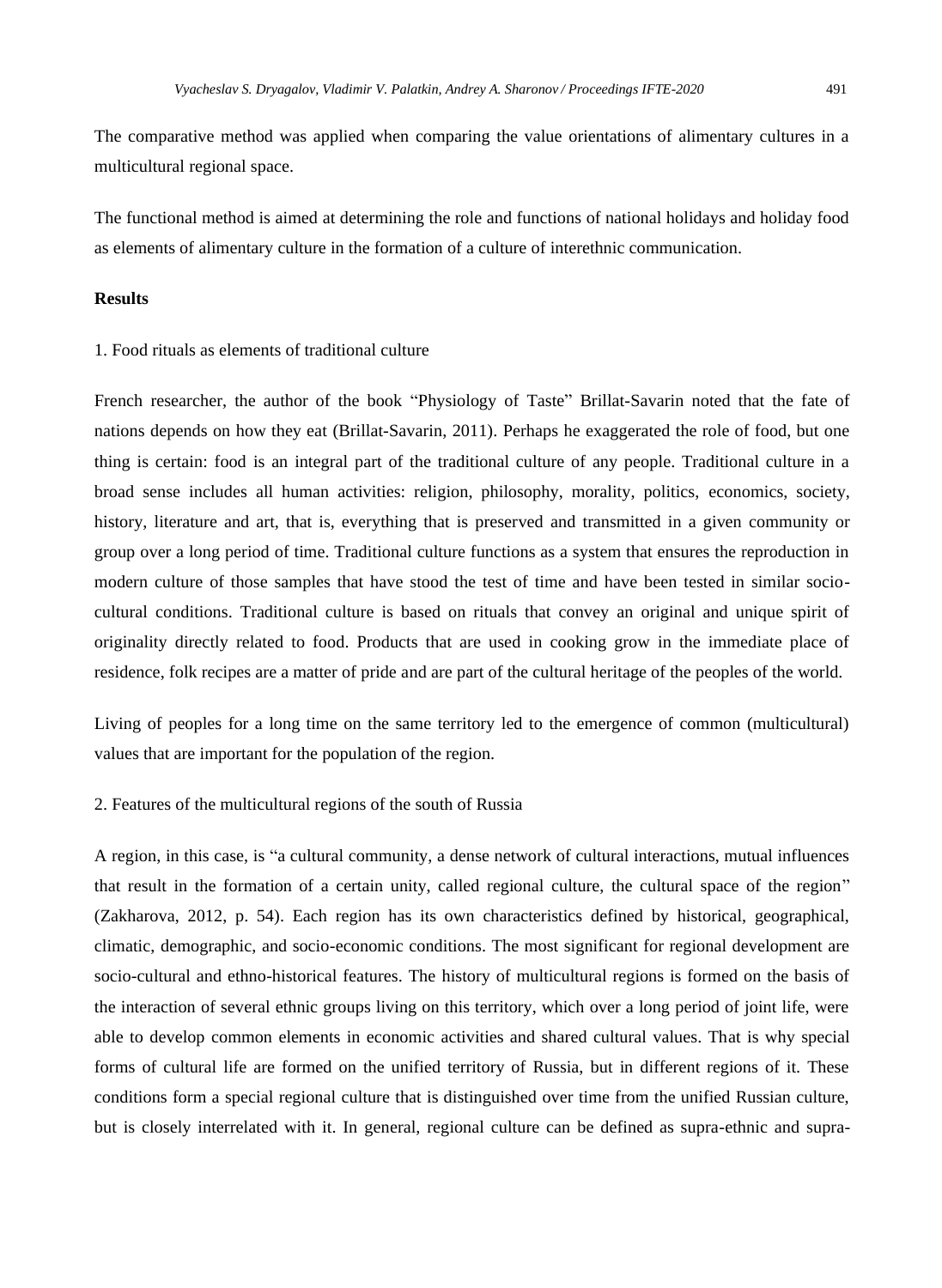The comparative method was applied when comparing the value orientations of alimentary cultures in a multicultural regional space.

The functional method is aimed at determining the role and functions of national holidays and holiday food as elements of alimentary culture in the formation of a culture of interethnic communication.

### Results

1. Food rituals as elements of traditional culture

French researcher, the author of the book "Physiology of Taste" Brillat-Savarin noted that the fate of nations depends on how they eat (Brillat-Savarin, 2011). Perhaps he exaggerated the role of food, but one thing is certain: food is an integral part of the traditional culture of any people. Traditional culture in a broad sense includes all human activities: religion, philosophy, morality, politics, economics, society, history, literature and art, that is, everything that is preserved and transmitted in a given community or group over a long period of time. Traditional culture functions as a system that ensures the reproduction in modern culture of those samples that have stood the test of time and have been tested in similar socio-cultural conditions. Traditional culture is based on rituals that convey an original and unique spirit of originality directly related to food. Products that are used in cooking grow in the immediate place of residence, folk recipes are a matter of pride and are part of the cultural heritage of the peoples of the world.

Living of peoples for a long time on the same territory led to the emergence of common (multicultural) values that are important for the population of the region.

2. Features of the multicultural regions of the south of Russia

A region, in this case, is "a cultural community, a dense network of cultural interactions, mutual influences that result in the formation of a certain unity, called regional culture, the cultural space of the region" (Zakharova, 2012, p. 54). Each region has its own characteristics defined by historical, geographical, climatic, demographic, and socio-economic conditions. The most significant for regional development are socio-cultural and ethno-historical features. The history of multicultural regions is formed on the basis of the interaction of several ethnic groups living on this territory, which over a long period of joint life, were able to develop common elements in economic activities and shared cultural values. That is why special forms of cultural life are formed on the unified territory of Russia, but in different regions of it. These conditions form a special regional culture that is distinguished over time from the unified Russian culture, but is closely interrelated with it. In general, regional culture can be defined as supra-ethnic and supra-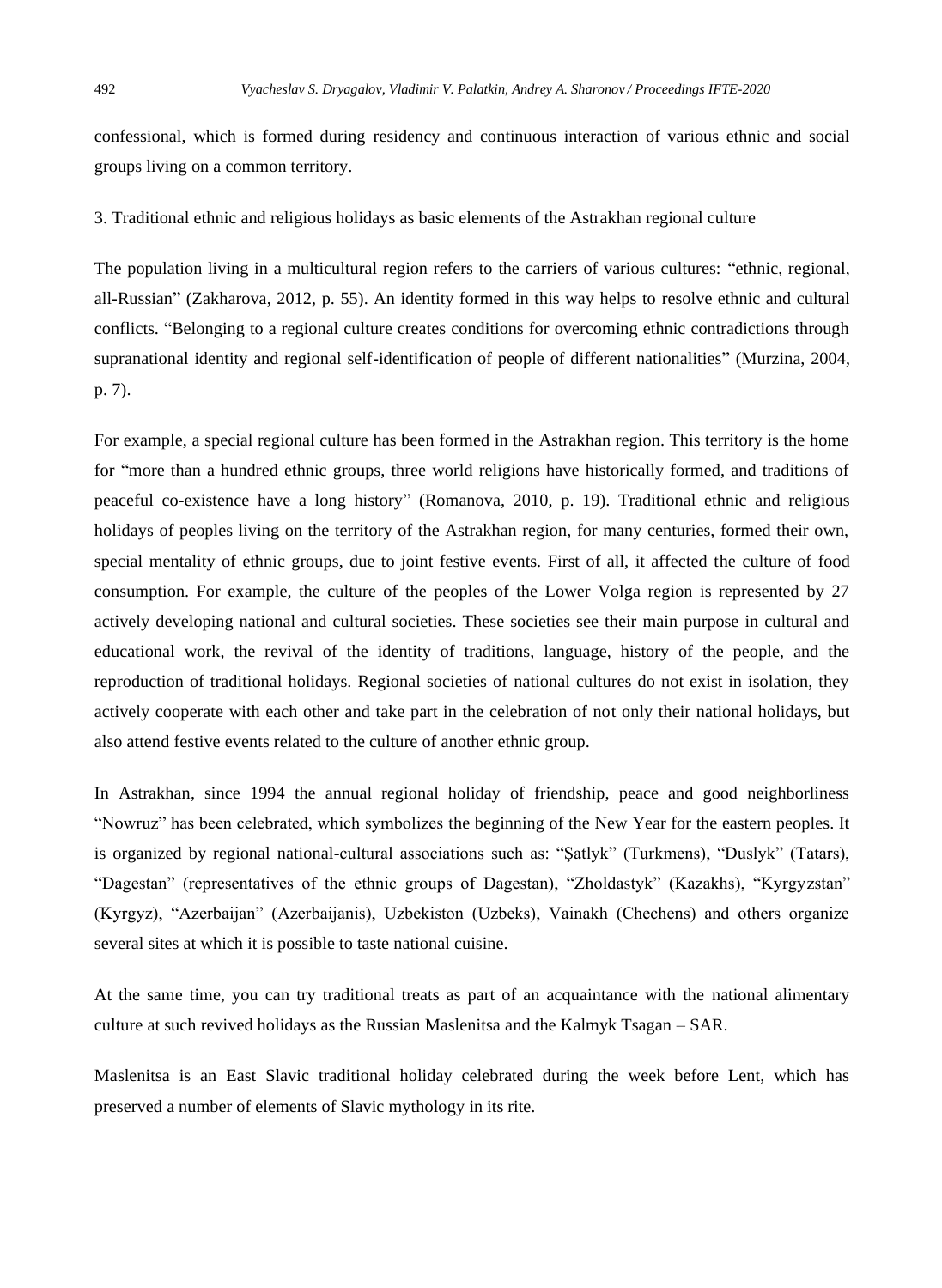confessional, which is formed during residency and continuous interaction of various ethnic and social groups living on a common territory.

## 3. Traditional ethnic and religious holidays as basic elements of the Astrakhan regional culture

The population living in a multicultural region refers to the carriers of various cultures: "ethnic, regional, all-Russian" (Zakharova, 2012, p. 55). An identity formed in this way helps to resolve ethnic and cultural conflicts. "Belonging to a regional culture creates conditions for overcoming ethnic contradictions through supranational identity and regional self-identification of people of different nationalities" (Murzina, 2004, p. 7).

For example, a special regional culture has been formed in the Astrakhan region. This territory is the home for "more than a hundred ethnic groups, three world religions have historically formed, and traditions of peaceful co-existence have a long history" (Romanova, 2010, p. 19). Traditional ethnic and religious holidays of peoples living on the territory of the Astrakhan region, for many centuries, formed their own, special mentality of ethnic groups, due to joint festive events. First of all, it affected the culture of food consumption. For example, the culture of the peoples of the Lower Volga region is represented by 27 actively developing national and cultural societies. These societies see their main purpose in cultural and educational work, the revival of the identity of traditions, language, history of the people, and the reproduction of traditional holidays. Regional societies of national cultures do not exist in isolation, they actively cooperate with each other and take part in the celebration of not only their national holidays, but also attend festive events related to the culture of another ethnic group.

In Astrakhan, since 1994 the annual regional holiday of friendship, peace and good neighborliness "Nowruz" has been celebrated, which symbolizes the beginning of the New Year for the eastern peoples. It is organized by regional national-cultural associations such as: "Şatlyk" (Turkmens), "Duslyk" (Tatars), "Dagestan" (representatives of the ethnic groups of Dagestan), "Zholdastyk" (Kazakhs), "Kyrgyzstan" (Kyrgyz), "Azerbaijan" (Azerbaijanis), Uzbekiston (Uzbeks), Vainakh (Chechens) and others organize several sites at which it is possible to taste national cuisine.

At the same time, you can try traditional treats as part of an acquaintance with the national alimentary culture at such revived holidays as the Russian Maslenitsa and the Kalmyk Tsagan – SAR.

Maslenitsa is an East Slavic traditional holiday celebrated during the week before Lent, which has preserved a number of elements of Slavic mythology in its rite.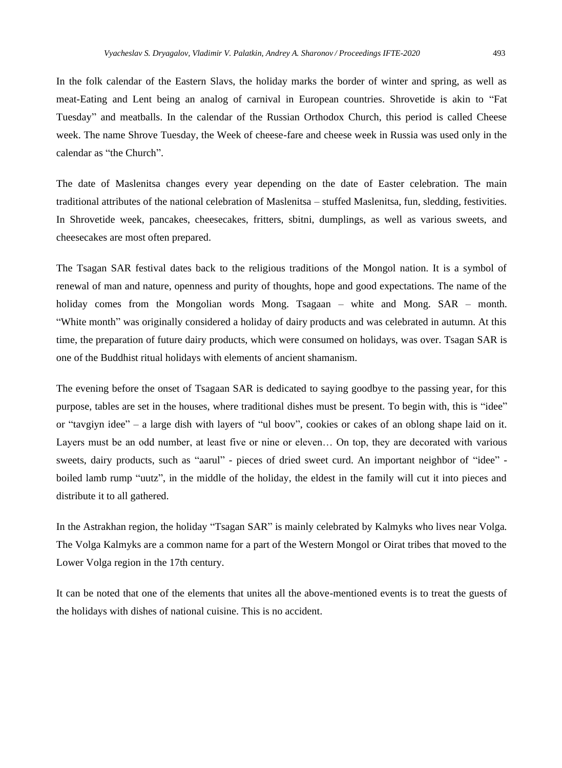In the folk calendar of the Eastern Slavs, the holiday marks the border of winter and spring, as well as meat-Eating and Lent being an analog of carnival in European countries. Shrovetide is akin to "Fat Tuesday" and meatballs. In the calendar of the Russian Orthodox Church, this period is called Cheese week. The name Shrove Tuesday, the Week of cheese-fare and cheese week in Russia was used only in the calendar as "the Church".

The date of Maslenitsa changes every year depending on the date of Easter celebration. The main traditional attributes of the national celebration of Maslenitsa – stuffed Maslenitsa, fun, sledding, festivities. In Shrovetide week, pancakes, cheesecakes, fritters, sbitni, dumplings, as well as various sweets, and cheesecakes are most often prepared.

The Tsagan SAR festival dates back to the religious traditions of the Mongol nation. It is a symbol of renewal of man and nature, openness and purity of thoughts, hope and good expectations. The name of the holiday comes from the Mongolian words Mong. Tsagaan – white and Mong. SAR – month. "White month" was originally considered a holiday of dairy products and was celebrated in autumn. At this time, the preparation of future dairy products, which were consumed on holidays, was over. Tsagan SAR is one of the Buddhist ritual holidays with elements of ancient shamanism.

The evening before the onset of Tsagaan SAR is dedicated to saying goodbye to the passing year, for this purpose, tables are set in the houses, where traditional dishes must be present. To begin with, this is "idee" or "tavgiyn idee" – a large dish with layers of "ul boov", cookies or cakes of an oblong shape laid on it. Layers must be an odd number, at least five or nine or eleven… On top, they are decorated with various sweets, dairy products, such as "aarul" - pieces of dried sweet curd. An important neighbor of "idee" - boiled lamb rump "uutz", in the middle of the holiday, the eldest in the family will cut it into pieces and distribute it to all gathered.

In the Astrakhan region, the holiday "Tsagan SAR" is mainly celebrated by Kalmyks who lives near Volga. The Volga Kalmyks are a common name for a part of the Western Mongol or Oirat tribes that moved to the Lower Volga region in the 17th century.

It can be noted that one of the elements that unites all the above-mentioned events is to treat the guests of the holidays with dishes of national cuisine. This is no accident.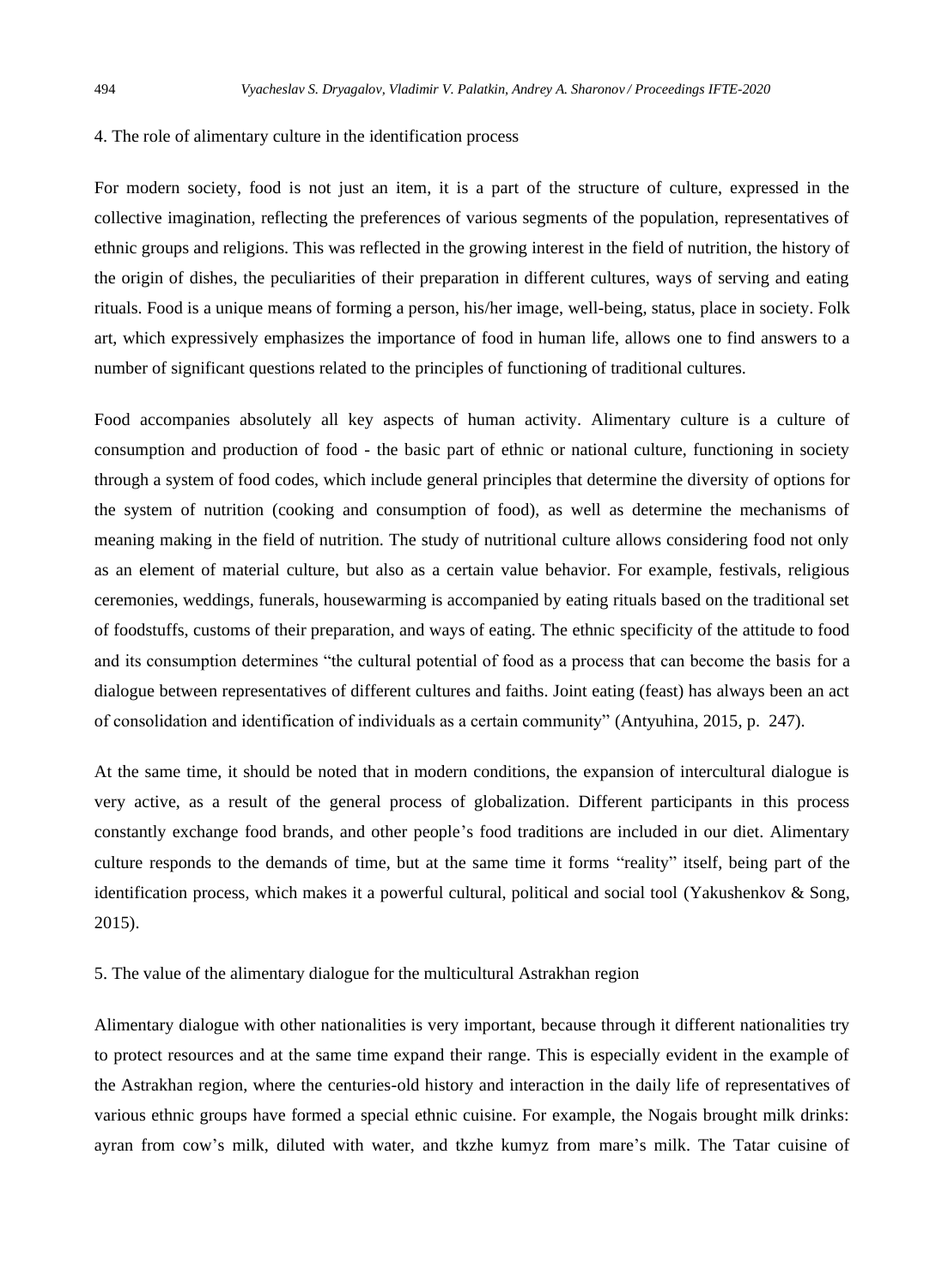## 4. The role of alimentary culture in the identification process

For modern society, food is not just an item, it is a part of the structure of culture, expressed in the collective imagination, reflecting the preferences of various segments of the population, representatives of ethnic groups and religions. This was reflected in the growing interest in the field of nutrition, the history of the origin of dishes, the peculiarities of their preparation in different cultures, ways of serving and eating rituals. Food is a unique means of forming a person, his/her image, well-being, status, place in society. Folk art, which expressively emphasizes the importance of food in human life, allows one to find answers to a number of significant questions related to the principles of functioning of traditional cultures.

Food accompanies absolutely all key aspects of human activity. Alimentary culture is a culture of consumption and production of food - the basic part of ethnic or national culture, functioning in society through a system of food codes, which include general principles that determine the diversity of options for the system of nutrition (cooking and consumption of food), as well as determine the mechanisms of meaning making in the field of nutrition. The study of nutritional culture allows considering food not only as an element of material culture, but also as a certain value behavior. For example, festivals, religious ceremonies, weddings, funerals, housewarming is accompanied by eating rituals based on the traditional set of foodstuffs, customs of their preparation, and ways of eating. The ethnic specificity of the attitude to food and its consumption determines "the cultural potential of food as a process that can become the basis for a dialogue between representatives of different cultures and faiths. Joint eating (feast) has always been an act of consolidation and identification of individuals as a certain community" (Antyuhina, 2015, p. 247).

At the same time, it should be noted that in modern conditions, the expansion of intercultural dialogue is very active, as a result of the general process of globalization. Different participants in this process constantly exchange food brands, and other people's food traditions are included in our diet. Alimentary culture responds to the demands of time, but at the same time it forms "reality" itself, being part of the identification process, which makes it a powerful cultural, political and social tool (Yakushenkov & Song, 2015).

## 5. The value of the alimentary dialogue for the multicultural Astrakhan region

Alimentary dialogue with other nationalities is very important, because through it different nationalities try to protect resources and at the same time expand their range. This is especially evident in the example of the Astrakhan region, where the centuries-old history and interaction in the daily life of representatives of various ethnic groups have formed a special ethnic cuisine. For example, the Nogais brought milk drinks: ayran from cow's milk, diluted with water, and tkzhe kumyz from mare's milk. The Tatar cuisine of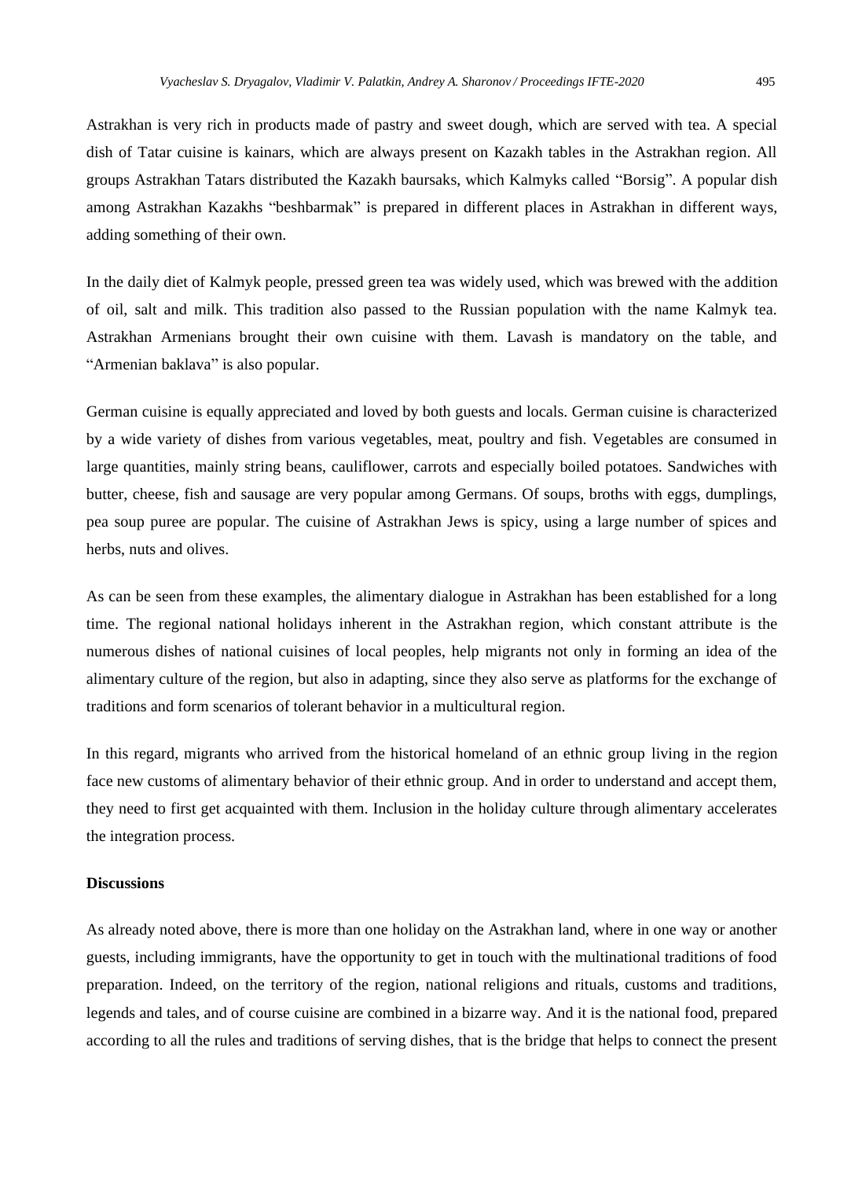Astrakhan is very rich in products made of pastry and sweet dough, which are served with tea. A special dish of Tatar cuisine is kainars, which are always present on Kazakh tables in the Astrakhan region. All groups Astrakhan Tatars distributed the Kazakh baursaks, which Kalmyks called "Borsig". A popular dish among Astrakhan Kazakhs "beshbarmak" is prepared in different places in Astrakhan in different ways, adding something of their own.

In the daily diet of Kalmyk people, pressed green tea was widely used, which was brewed with the addition of oil, salt and milk. This tradition also passed to the Russian population with the name Kalmyk tea. Astrakhan Armenians brought their own cuisine with them. Lavash is mandatory on the table, and "Armenian baklava" is also popular.

German cuisine is equally appreciated and loved by both guests and locals. German cuisine is characterized by a wide variety of dishes from various vegetables, meat, poultry and fish. Vegetables are consumed in large quantities, mainly string beans, cauliflower, carrots and especially boiled potatoes. Sandwiches with butter, cheese, fish and sausage are very popular among Germans. Of soups, broths with eggs, dumplings, pea soup puree are popular. The cuisine of Astrakhan Jews is spicy, using a large number of spices and herbs, nuts and olives.

As can be seen from these examples, the alimentary dialogue in Astrakhan has been established for a long time. The regional national holidays inherent in the Astrakhan region, which constant attribute is the numerous dishes of national cuisines of local peoples, help migrants not only in forming an idea of the alimentary culture of the region, but also in adapting, since they also serve as platforms for the exchange of traditions and form scenarios of tolerant behavior in a multicultural region.

In this regard, migrants who arrived from the historical homeland of an ethnic group living in the region face new customs of alimentary behavior of their ethnic group. And in order to understand and accept them, they need to first get acquainted with them. Inclusion in the holiday culture through alimentary accelerates the integration process.

**Discussions**

As already noted above, there is more than one holiday on the Astrakhan land, where in one way or another guests, including immigrants, have the opportunity to get in touch with the multinational traditions of food preparation. Indeed, on the territory of the region, national religions and rituals, customs and traditions, legends and tales, and of course cuisine are combined in a bizarre way. And it is the national food, prepared according to all the rules and traditions of serving dishes, that is the bridge that helps to connect the present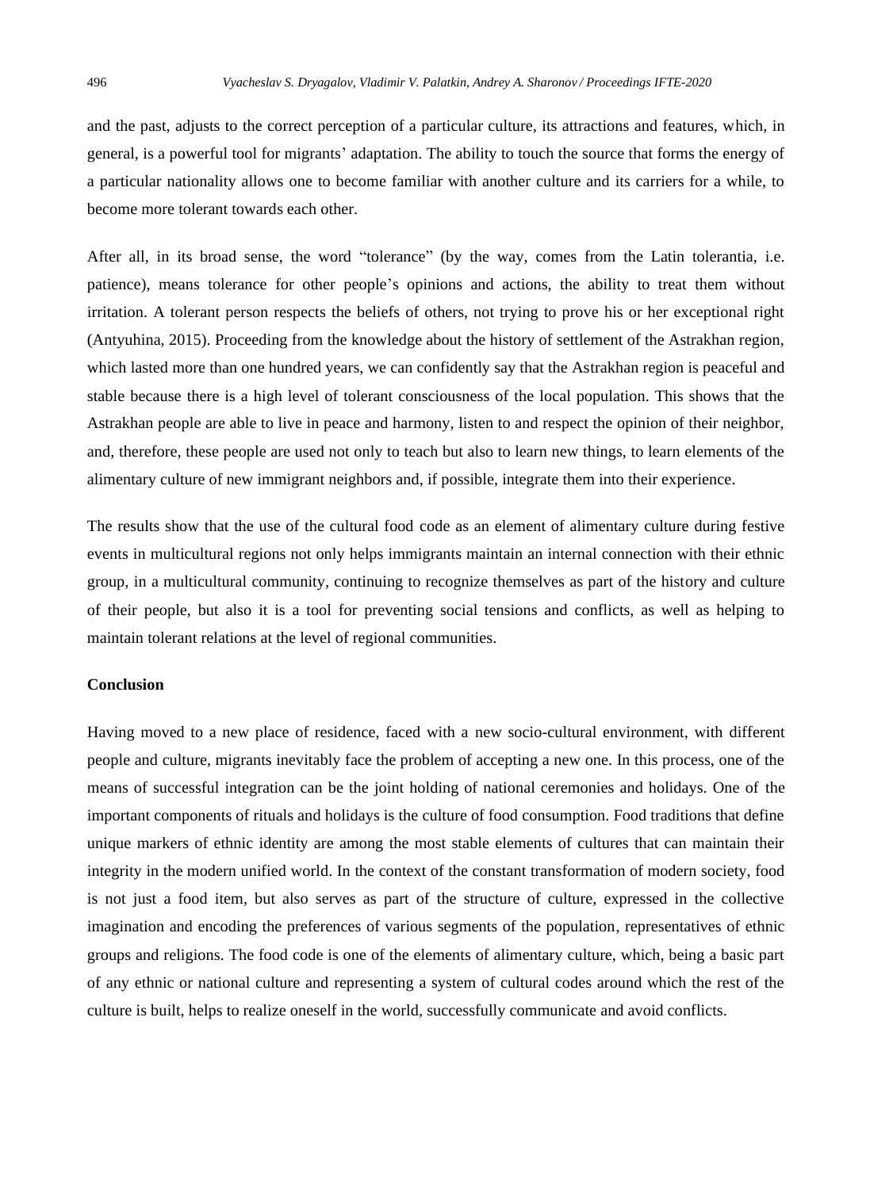and the past, adjusts to the correct perception of a particular culture, its attractions and features, which, in general, is a powerful tool for migrants' adaptation. The ability to touch the source that forms the energy of a particular nationality allows one to become familiar with another culture and its carriers for a while, to become more tolerant towards each other.

After all, in its broad sense, the word "tolerance" (by the way, comes from the Latin tolerantia, i.e. patience), means tolerance for other people's opinions and actions, the ability to treat them without irritation. A tolerant person respects the beliefs of others, not trying to prove his or her exceptional right (Antyuhina, 2015). Proceeding from the knowledge about the history of settlement of the Astrakhan region, which lasted more than one hundred years, we can confidently say that the Astrakhan region is peaceful and stable because there is a high level of tolerant consciousness of the local population. This shows that the Astrakhan people are able to live in peace and harmony, listen to and respect the opinion of their neighbor, and, therefore, these people are used not only to teach but also to learn new things, to learn elements of the alimentary culture of new immigrant neighbors and, if possible, integrate them into their experience.

The results show that the use of the cultural food code as an element of alimentary culture during festive events in multicultural regions not only helps immigrants maintain an internal connection with their ethnic group, in a multicultural community, continuing to recognize themselves as part of the history and culture of their people, but also it is a tool for preventing social tensions and conflicts, as well as helping to maintain tolerant relations at the level of regional communities.

## Conclusion

Having moved to a new place of residence, faced with a new socio-cultural environment, with different people and culture, migrants inevitably face the problem of accepting a new one. In this process, one of the means of successful integration can be the joint holding of national ceremonies and holidays. One of the important components of rituals and holidays is the culture of food consumption. Food traditions that define unique markers of ethnic identity are among the most stable elements of cultures that can maintain their integrity in the modern unified world. In the context of the constant transformation of modern society, food is not just a food item, but also serves as part of the structure of culture, expressed in the collective imagination and encoding the preferences of various segments of the population, representatives of ethnic groups and religions. The food code is one of the elements of alimentary culture, which, being a basic part of any ethnic or national culture and representing a system of cultural codes around which the rest of the culture is built, helps to realize oneself in the world, successfully communicate and avoid conflicts.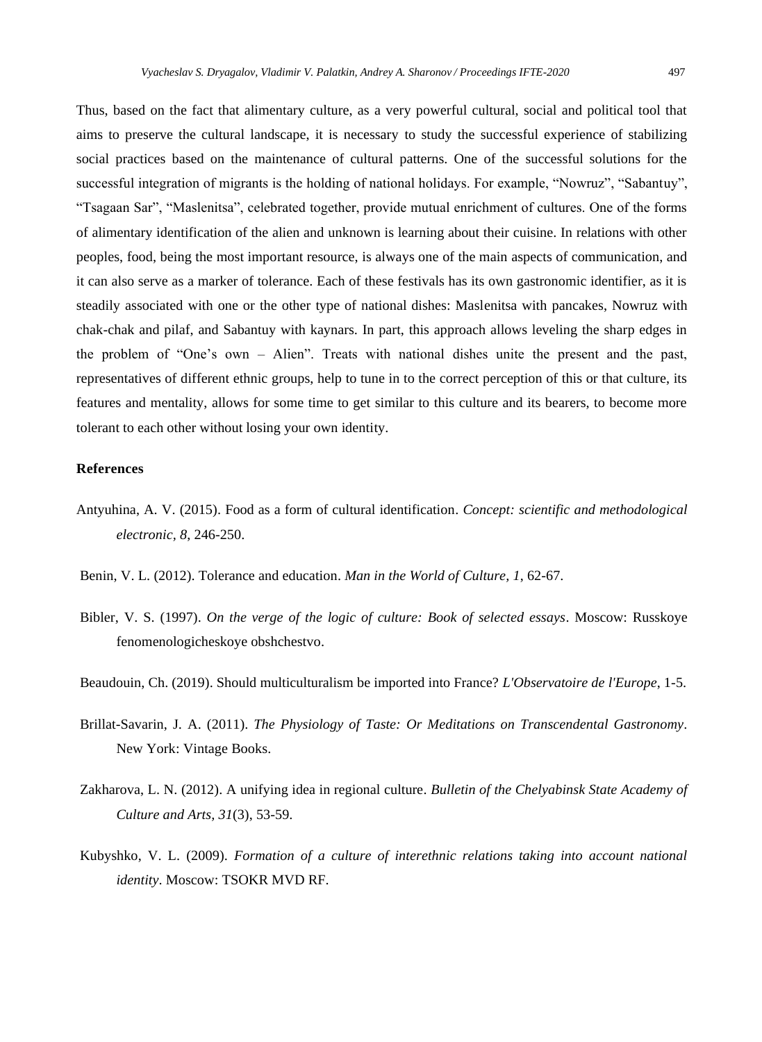Thus, based on the fact that alimentary culture, as a very powerful cultural, social and political tool that aims to preserve the cultural landscape, it is necessary to study the successful experience of stabilizing social practices based on the maintenance of cultural patterns. One of the successful solutions for the successful integration of migrants is the holding of national holidays. For example, “Nowruz”, “Sabantuy”, “Tsagaan Sar”, “Maslenitsa”, celebrated together, provide mutual enrichment of cultures. One of the forms of alimentary identification of the alien and unknown is learning about their cuisine. In relations with other peoples, food, being the most important resource, is always one of the main aspects of communication, and it can also serve as a marker of tolerance. Each of these festivals has its own gastronomic identifier, as it is steadily associated with one or the other type of national dishes: Maslenitsa with pancakes, Nowruz with chak-chak and pilaf, and Sabantuy with kaynars. In part, this approach allows leveling the sharp edges in the problem of “One’s own – Alien”. Treats with national dishes unite the present and the past, representatives of different ethnic groups, help to tune in to the correct perception of this or that culture, its features and mentality, allows for some time to get similar to this culture and its bearers, to become more tolerant to each other without losing your own identity.

## References

Antyuhina, A. V. (2015). Food as a form of cultural identification. *Concept: scientific and methodological electronic, 8*, 246-250.

Benin, V. L. (2012). Tolerance and education. *Man in the World of Culture, 1*, 62-67.

Bibler, V. S. (1997). *On the verge of the logic of culture: Book of selected essays*. Moscow: Russkoye fenomenologicheskoye obshchestvo.

Beaudouin, Ch. (2019). Should multiculturalism be imported into France? *L'Observatoire de l'Europe*, 1-5.

Brillat-Savarin, J. A. (2011). *The Physiology of Taste: Or Meditations on Transcendental Gastronomy*. New York: Vintage Books.

Zakharova, L. N. (2012). A unifying idea in regional culture. *Bulletin of the Chelyabinsk State Academy of Culture and Arts, 31*(3), 53-59.

Kubyshko, V. L. (2009). *Formation of a culture of interethnic relations taking into account national identity*. Moscow: TSOKR MVD RF.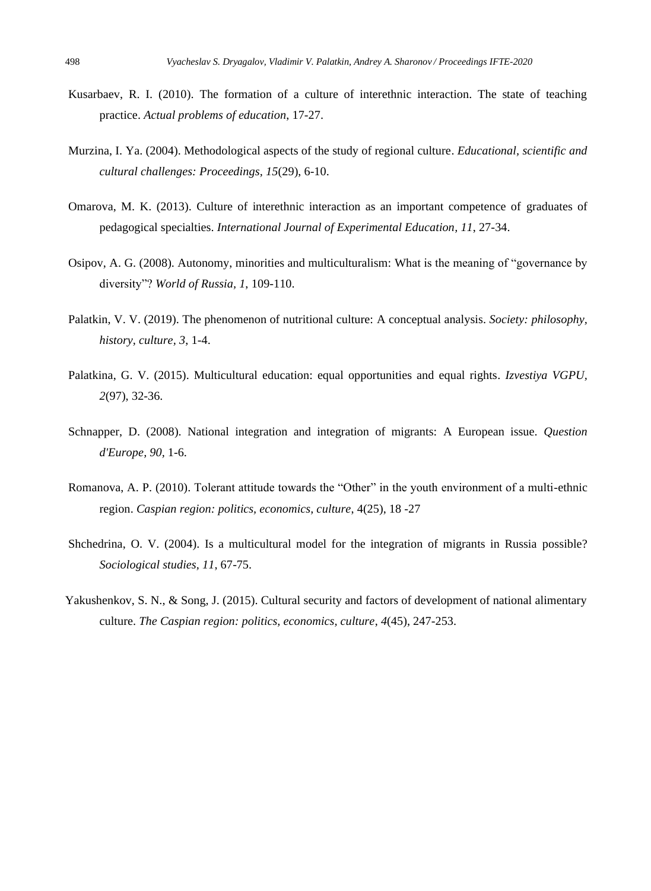Kusarbaev, R. I. (2010). The formation of a culture of interethnic interaction. The state of teaching practice. *Actual problems of education*, 17-27.

Murzina, I. Ya. (2004). Methodological aspects of the study of regional culture. *Educational, scientific and cultural challenges: Proceedings, 15*(29), 6-10.

Omarova, M. K. (2013). Culture of interethnic interaction as an important competence of graduates of pedagogical specialties. *International Journal of Experimental Education, 11*, 27-34.

Osipov, A. G. (2008). Autonomy, minorities and multiculturalism: What is the meaning of "governance by diversity"? *World of Russia*, *1*, 109-110.

Palatkin, V. V. (2019). The phenomenon of nutritional culture: A conceptual analysis. *Society: philosophy, history, culture, 3*, 1-4.

Palatkina, G. V. (2015). Multicultural education: equal opportunities and equal rights. *Izvestiya VGPU*, *2*(97), 32-36.

Schnapper, D. (2008). National integration and integration of migrants: A European issue. *Question d'Europe, 90*, 1-6.

Romanova, A. P. (2010). Tolerant attitude towards the "Other" in the youth environment of a multi-ethnic region. *Caspian region: politics, economics, culture*, 4(25), 18 -27

Shchedrina, O. V. (2004). Is a multicultural model for the integration of migrants in Russia possible? *Sociological studies, 11*, 67-75.

Yakushenkov, S. N., & Song, J. (2015). Cultural security and factors of development of national alimentary culture. *The Caspian region: politics, economics, culture*, *4*(45), 247-253.